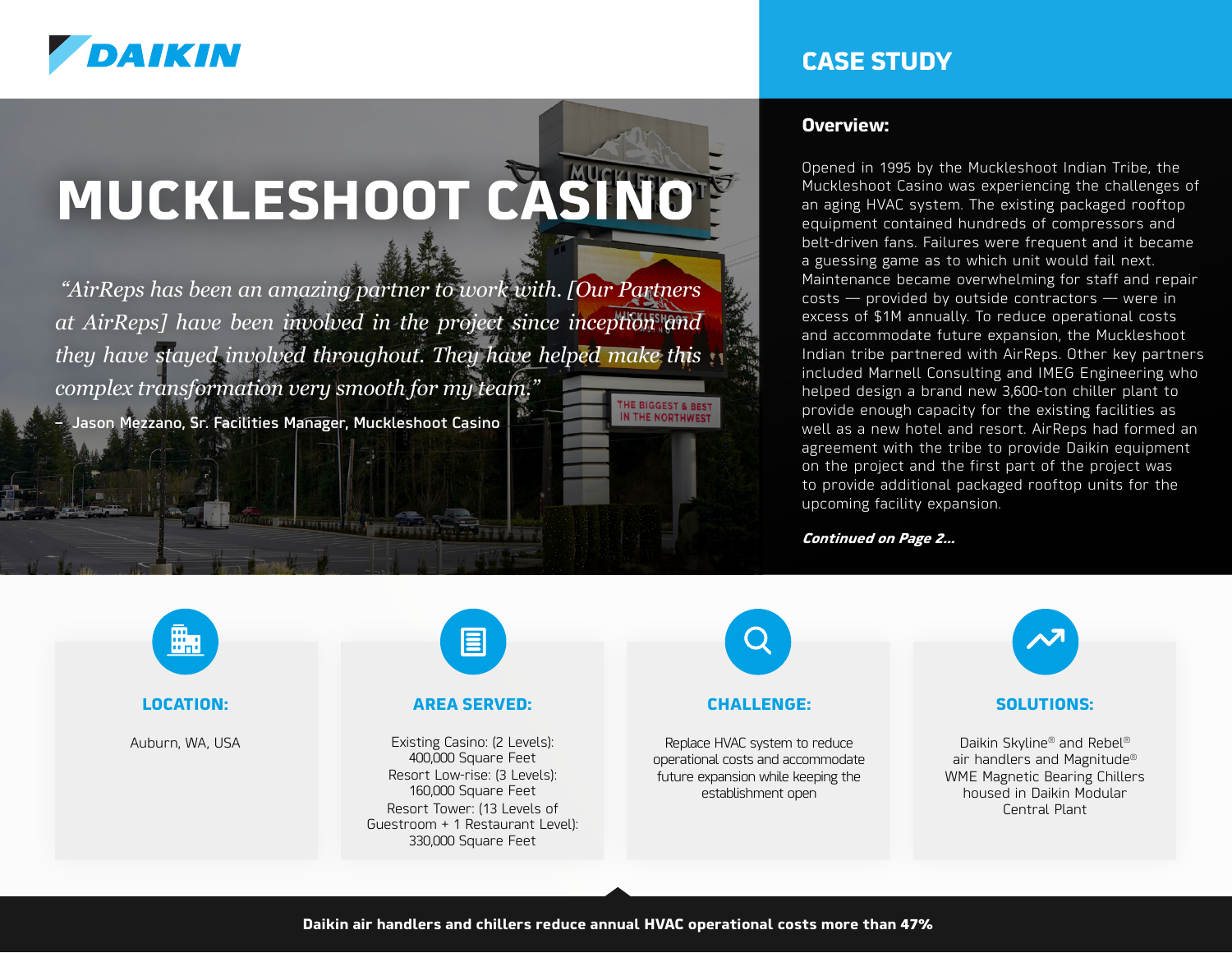DAIKIN

# CASE STUDY

# MUCKLESHOOT CASINO

*"AirReps has been an amazing partner to work with. [Our Partners at AirReps] have been involved in the project since inception and they have stayed involved throughout. They have helped make this complex transformation very smooth for my team."*

– Jason Mezzano, Sr. Facilities Manager, Muckleshoot Casino

## Overview:

Opened in 1995 by the Muckleshoot Indian Tribe, the Muckleshoot Casino was experiencing the challenges of an aging HVAC system. The existing packaged rooftop equipment contained hundreds of compressors and belt-driven fans. Failures were frequent and it became a guessing game as to which unit would fail next. Maintenance became overwhelming for staff and repair costs — provided by outside contractors — were in excess of $1M annually. To reduce operational costs and accommodate future expansion, the Muckleshoot Indian tribe partnered with AirReps. Other key partners included Marnell Consulting and IMEG Engineering who helped design a brand new 3,600-ton chiller plant to provide enough capacity for the existing facilities as well as a new hotel and resort. AirReps had formed an agreement with the tribe to provide Daikin equipment on the project and the first part of the project was to provide additional packaged rooftop units for the upcoming facility expansion.

***Continued on Page 2...***

### LOCATION:

Auburn, WA, USA

### AREA SERVED:

Existing Casino: (2 Levels): 400,000 Square Feet
Resort Low-rise: (3 Levels): 160,000 Square Feet
Resort Tower: (13 Levels of Guestroom + 1 Restaurant Level): 330,000 Square Feet

### CHALLENGE:

Replace HVAC system to reduce operational costs and accommodate future expansion while keeping the establishment open

### SOLUTIONS:

Daikin Skyline® and Rebel® air handlers and Magnitude® WME Magnetic Bearing Chillers housed in Daikin Modular Central Plant

**Daikin air handlers and chillers reduce annual HVAC operational costs more than 47%**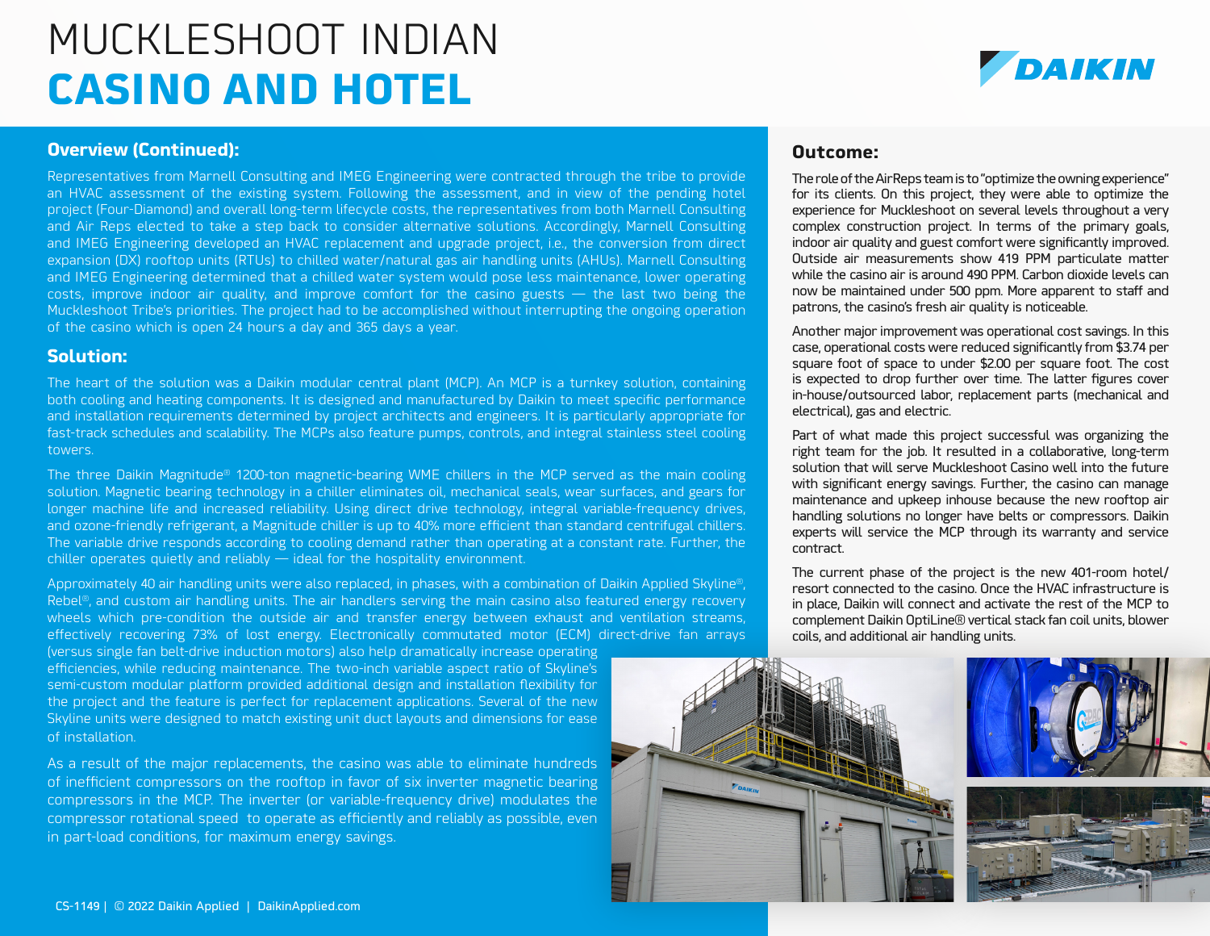# MUCKLESHOOT INDIAN CASINO AND HOTEL

## Overview (Continued):

Representatives from Marnell Consulting and IMEG Engineering were contracted through the tribe to provide an HVAC assessment of the existing system. Following the assessment, and in view of the pending hotel project (Four-Diamond) and overall long-term lifecycle costs, the representatives from both Marnell Consulting and Air Reps elected to take a step back to consider alternative solutions. Accordingly, Marnell Consulting and IMEG Engineering developed an HVAC replacement and upgrade project, i.e., the conversion from direct expansion (DX) rooftop units (RTUs) to chilled water/natural gas air handling units (AHUs). Marnell Consulting and IMEG Engineering determined that a chilled water system would pose less maintenance, lower operating costs, improve indoor air quality, and improve comfort for the casino guests — the last two being the Muckleshoot Tribe's priorities. The project had to be accomplished without interrupting the ongoing operation of the casino which is open 24 hours a day and 365 days a year.

## Solution:

The heart of the solution was a Daikin modular central plant (MCP). An MCP is a turnkey solution, containing both cooling and heating components. It is designed and manufactured by Daikin to meet specific performance and installation requirements determined by project architects and engineers. It is particularly appropriate for fast-track schedules and scalability. The MCPs also feature pumps, controls, and integral stainless steel cooling towers.

The three Daikin Magnitude® 1200-ton magnetic-bearing WME chillers in the MCP served as the main cooling solution. Magnetic bearing technology in a chiller eliminates oil, mechanical seals, wear surfaces, and gears for longer machine life and increased reliability. Using direct drive technology, integral variable-frequency drives, and ozone-friendly refrigerant, a Magnitude chiller is up to 40% more efficient than standard centrifugal chillers. The variable drive responds according to cooling demand rather than operating at a constant rate. Further, the chiller operates quietly and reliably — ideal for the hospitality environment.

Approximately 40 air handling units were also replaced, in phases, with a combination of Daikin Applied Skyline®, Rebel®, and custom air handling units. The air handlers serving the main casino also featured energy recovery wheels which pre-condition the outside air and transfer energy between exhaust and ventilation streams, effectively recovering 73% of lost energy. Electronically commutated motor (ECM) direct-drive fan arrays (versus single fan belt-drive induction motors) also help dramatically increase operating efficiencies, while reducing maintenance. The two-inch variable aspect ratio of Skyline's semi-custom modular platform provided additional design and installation flexibility for the project and the feature is perfect for replacement applications. Several of the new Skyline units were designed to match existing unit duct layouts and dimensions for ease of installation.

As a result of the major replacements, the casino was able to eliminate hundreds of inefficient compressors on the rooftop in favor of six inverter magnetic bearing compressors in the MCP. The inverter (or variable-frequency drive) modulates the compressor rotational speed to operate as efficiently and reliably as possible, even in part-load conditions, for maximum energy savings.

## Outcome:

The role of the AirReps team is to "optimize the owning experience" for its clients. On this project, they were able to optimize the experience for Muckleshoot on several levels throughout a very complex construction project. In terms of the primary goals, indoor air quality and guest comfort were significantly improved. Outside air measurements show 419 PPM particulate matter while the casino air is around 490 PPM. Carbon dioxide levels can now be maintained under 500 ppm. More apparent to staff and patrons, the casino's fresh air quality is noticeable.

Another major improvement was operational cost savings. In this case, operational costs were reduced significantly from $3.74 per square foot of space to under $2.00 per square foot. The cost is expected to drop further over time. The latter figures cover in-house/outsourced labor, replacement parts (mechanical and electrical), gas and electric.

Part of what made this project successful was organizing the right team for the job. It resulted in a collaborative, long-term solution that will serve Muckleshoot Casino well into the future with significant energy savings. Further, the casino can manage maintenance and upkeep inhouse because the new rooftop air handling solutions no longer have belts or compressors. Daikin experts will service the MCP through its warranty and service contract.

The current phase of the project is the new 401-room hotel/resort connected to the casino. Once the HVAC infrastructure is in place, Daikin will connect and activate the rest of the MCP to complement Daikin OptiLine® vertical stack fan coil units, blower coils, and additional air handling units.

CS-1149 | © 2022 Daikin Applied | DaikinApplied.com